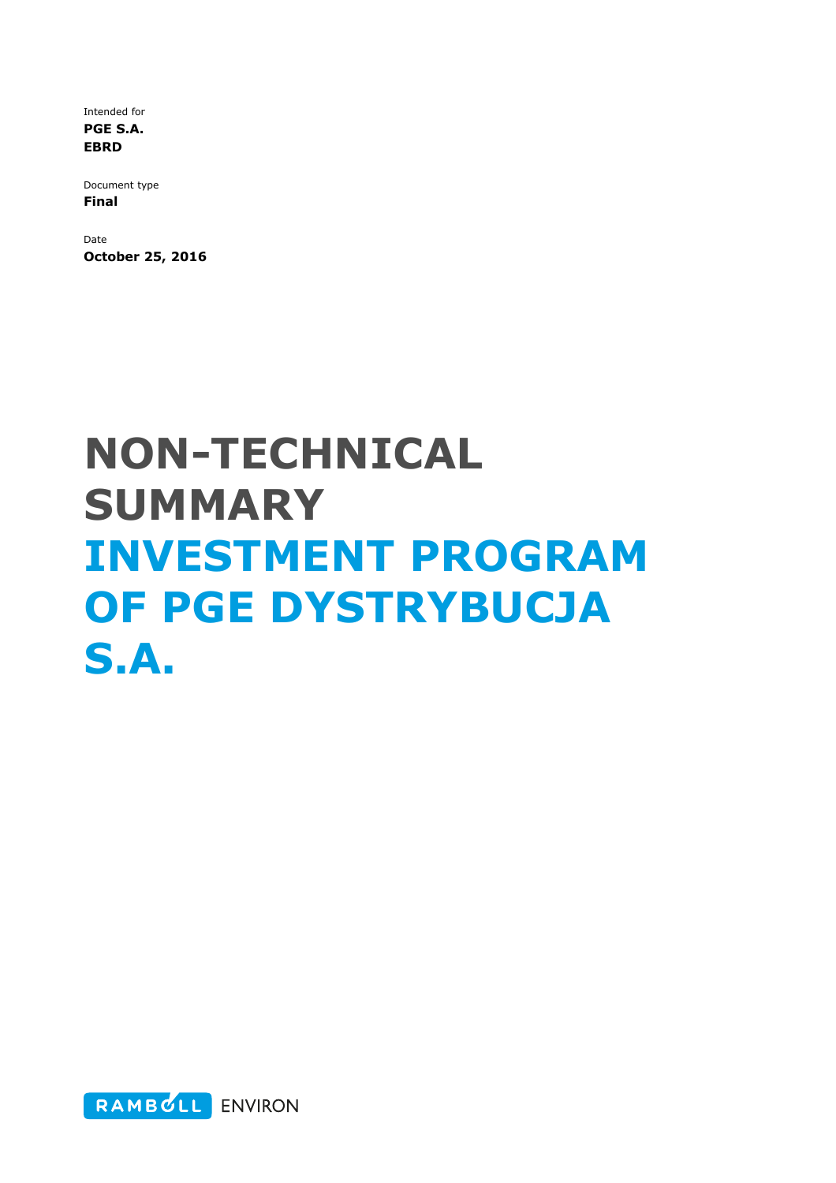Intended for
**PGE S.A.**
**EBRD**

Document type
**Final**

Date
**October 25, 2016**

# NON-TECHNICAL SUMMARY INVESTMENT PROGRAM OF PGE DYSTRYBUCJA S.A.

RAMBOLL ENVIRON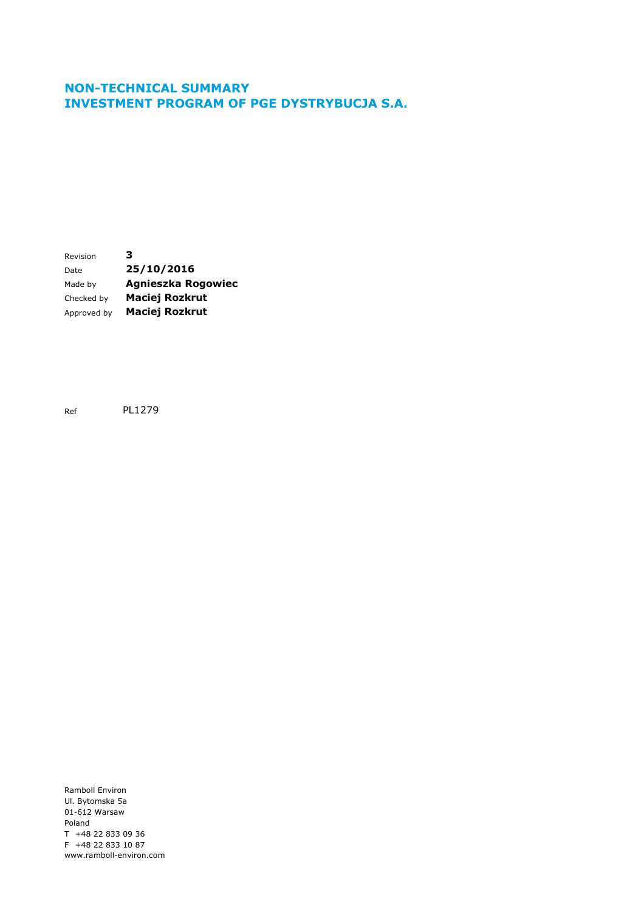# NON-TECHNICAL SUMMARY
# INVESTMENT PROGRAM OF PGE DYSTRYBUCJA S.A.

| | |
|---|---|
| Revision | **3** |
| Date | **25/10/2016** |
| Made by | **Agnieszka Rogowiec** |
| Checked by | **Maciej Rozkrut** |
| Approved by | **Maciej Rozkrut** |

Ref PL1279

Ramboll Environ
Ul. Bytomska 5a
01-612 Warsaw
Poland
T +48 22 833 09 36
F +48 22 833 10 87
www.ramboll-environ.com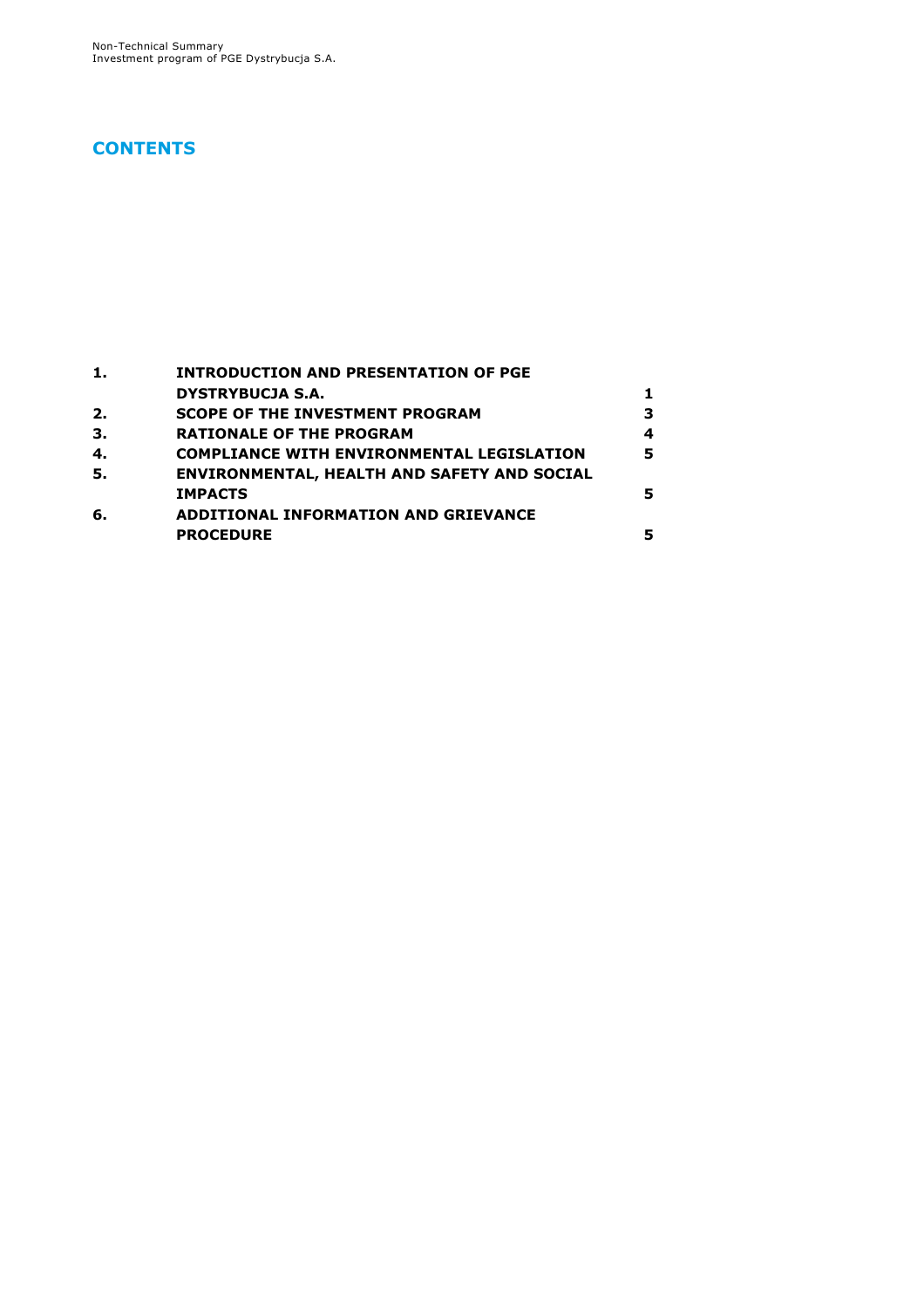# CONTENTS

| | | |
|---|---|---|
| **1.** | **INTRODUCTION AND PRESENTATION OF PGE DYSTRYBUCJA S.A.** | **1** |
| **2.** | **SCOPE OF THE INVESTMENT PROGRAM** | **3** |
| **3.** | **RATIONALE OF THE PROGRAM** | **4** |
| **4.** | **COMPLIANCE WITH ENVIRONMENTAL LEGISLATION** | **5** |
| **5.** | **ENVIRONMENTAL, HEALTH AND SAFETY AND SOCIAL IMPACTS** | **5** |
| **6.** | **ADDITIONAL INFORMATION AND GRIEVANCE PROCEDURE** | **5** |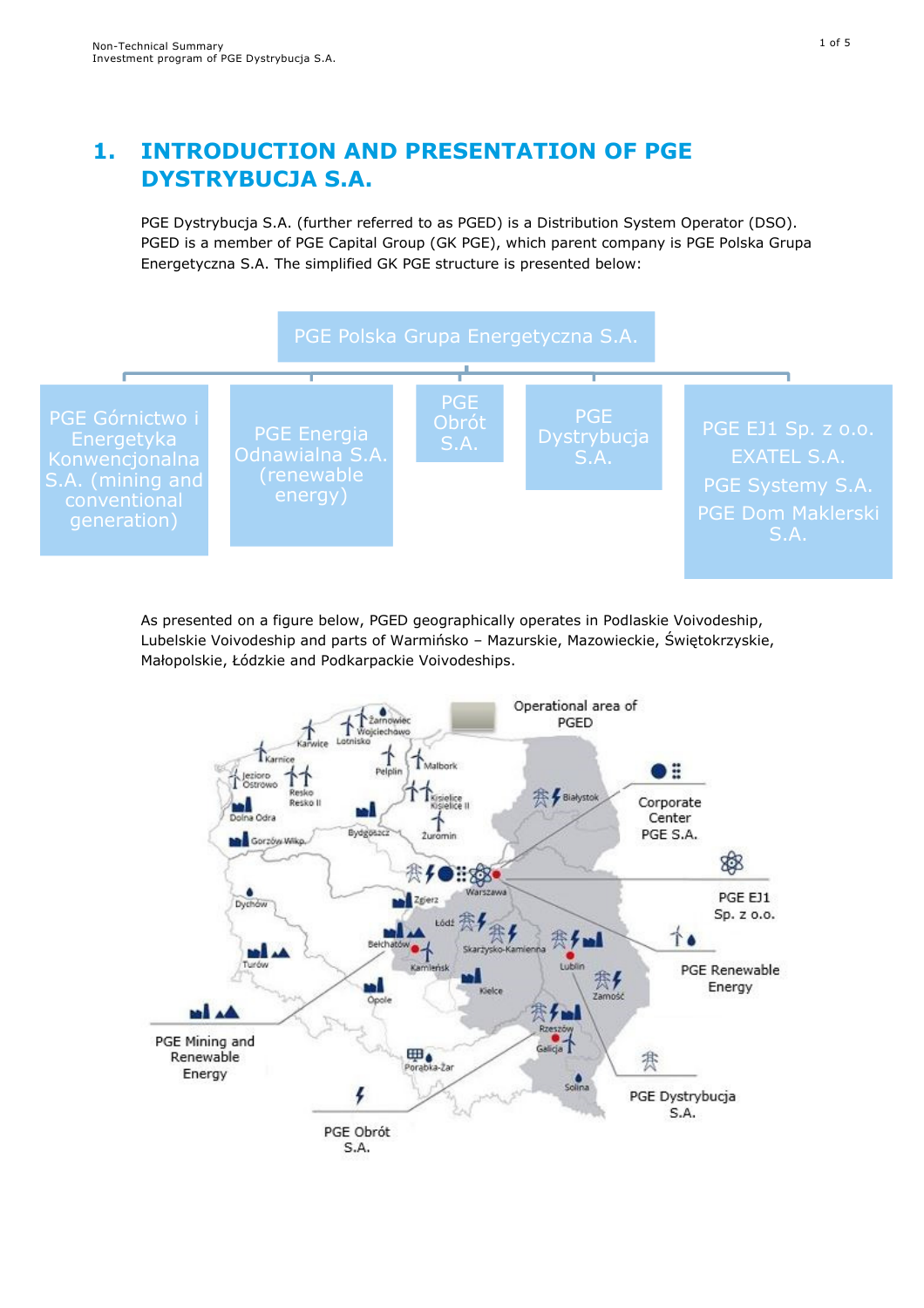# 1. INTRODUCTION AND PRESENTATION OF PGE DYSTRYBUCJA S.A.

PGE Dystrybucja S.A. (further referred to as PGED) is a Distribution System Operator (DSO). PGED is a member of PGE Capital Group (GK PGE), which parent company is PGE Polska Grupa Energetyczna S.A. The simplified GK PGE structure is presented below:

- PGE Polska Grupa Energetyczna S.A.
  - PGE Górnictwo i Energetyka Konwencjonalna S.A. (mining and conventional generation)
  - PGE Energia Odnawialna S.A. (renewable energy)
  - PGE Obrót S.A.
  - PGE Dystrybucja S.A.
  - PGE EJ1 Sp. z o.o.; EXATEL S.A.; PGE Systemy S.A.; PGE Dom Maklerski S.A.

As presented on a figure below, PGED geographically operates in Podlaskie Voivodeship, Lubelskie Voivodeship and parts of Warmińsko – Mazurskie, Mazowieckie, Świętokrzyskie, Małopolskie, Łódzkie and Podkarpackie Voivodeships.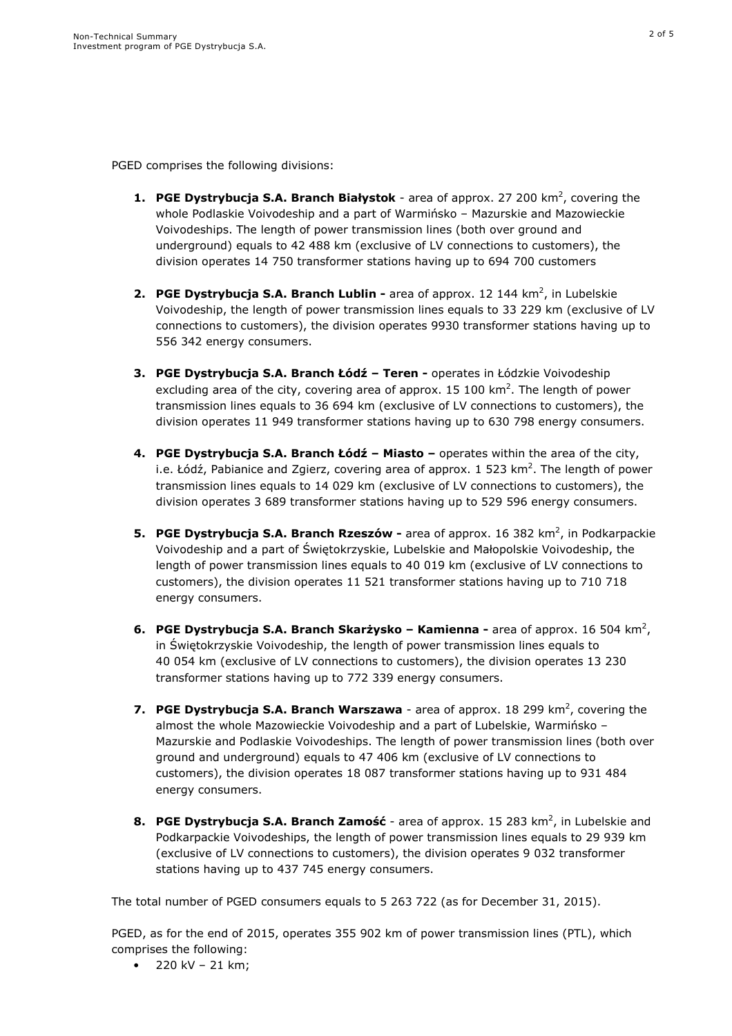PGED comprises the following divisions:

1. **PGE Dystrybucja S.A. Branch Białystok** - area of approx. 27 200 km$^2$, covering the whole Podlaskie Voivodeship and a part of Warmińsko – Mazurskie and Mazowieckie Voivodeships. The length of power transmission lines (both over ground and underground) equals to 42 488 km (exclusive of LV connections to customers), the division operates 14 750 transformer stations having up to 694 700 customers

2. **PGE Dystrybucja S.A. Branch Lublin -** area of approx. 12 144 km$^2$, in Lubelskie Voivodeship, the length of power transmission lines equals to 33 229 km (exclusive of LV connections to customers), the division operates 9930 transformer stations having up to 556 342 energy consumers.

3. **PGE Dystrybucja S.A. Branch Łódź – Teren -** operates in Łódzkie Voivodeship excluding area of the city, covering area of approx. 15 100 km$^2$. The length of power transmission lines equals to 36 694 km (exclusive of LV connections to customers), the division operates 11 949 transformer stations having up to 630 798 energy consumers.

4. **PGE Dystrybucja S.A. Branch Łódź – Miasto –** operates within the area of the city, i.e. Łódź, Pabianice and Zgierz, covering area of approx. 1 523 km$^2$. The length of power transmission lines equals to 14 029 km (exclusive of LV connections to customers), the division operates 3 689 transformer stations having up to 529 596 energy consumers.

5. **PGE Dystrybucja S.A. Branch Rzeszów -** area of approx. 16 382 km$^2$, in Podkarpackie Voivodeship and a part of Świętokrzyskie, Lubelskie and Małopolskie Voivodeship, the length of power transmission lines equals to 40 019 km (exclusive of LV connections to customers), the division operates 11 521 transformer stations having up to 710 718 energy consumers.

6. **PGE Dystrybucja S.A. Branch Skarżysko – Kamienna -** area of approx. 16 504 km$^2$, in Świętokrzyskie Voivodeship, the length of power transmission lines equals to 40 054 km (exclusive of LV connections to customers), the division operates 13 230 transformer stations having up to 772 339 energy consumers.

7. **PGE Dystrybucja S.A. Branch Warszawa** - area of approx. 18 299 km$^2$, covering the almost the whole Mazowieckie Voivodeship and a part of Lubelskie, Warmińsko – Mazurskie and Podlaskie Voivodeships. The length of power transmission lines (both over ground and underground) equals to 47 406 km (exclusive of LV connections to customers), the division operates 18 087 transformer stations having up to 931 484 energy consumers.

8. **PGE Dystrybucja S.A. Branch Zamość** - area of approx. 15 283 km$^2$, in Lubelskie and Podkarpackie Voivodeships, the length of power transmission lines equals to 29 939 km (exclusive of LV connections to customers), the division operates 9 032 transformer stations having up to 437 745 energy consumers.

The total number of PGED consumers equals to 5 263 722 (as for December 31, 2015).

PGED, as for the end of 2015, operates 355 902 km of power transmission lines (PTL), which comprises the following:

- 220 kV – 21 km;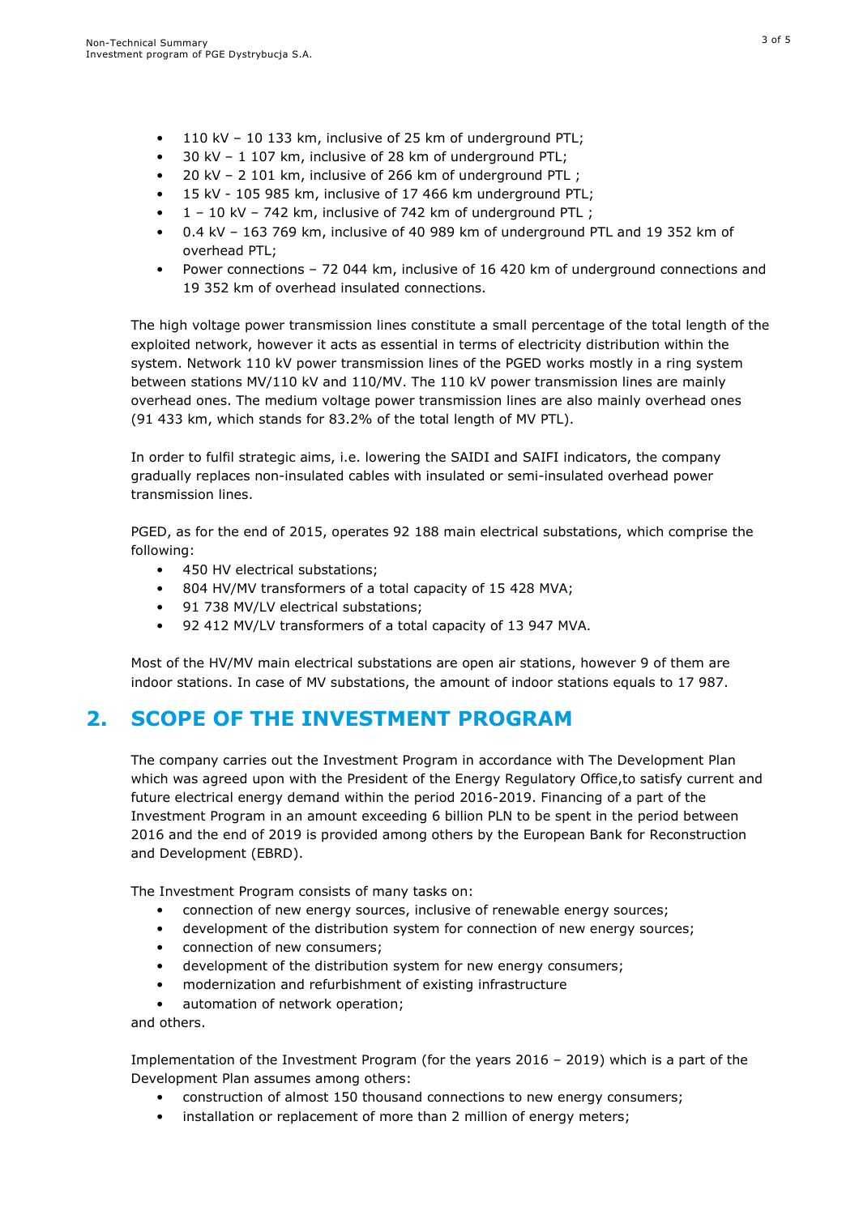- 110 kV – 10 133 km, inclusive of 25 km of underground PTL;
- 30 kV – 1 107 km, inclusive of 28 km of underground PTL;
- 20 kV – 2 101 km, inclusive of 266 km of underground PTL ;
- 15 kV - 105 985 km, inclusive of 17 466 km underground PTL;
- 1 – 10 kV – 742 km, inclusive of 742 km of underground PTL ;
- 0.4 kV – 163 769 km, inclusive of 40 989 km of underground PTL and 19 352 km of overhead PTL;
- Power connections – 72 044 km, inclusive of 16 420 km of underground connections and 19 352 km of overhead insulated connections.

The high voltage power transmission lines constitute a small percentage of the total length of the exploited network, however it acts as essential in terms of electricity distribution within the system. Network 110 kV power transmission lines of the PGED works mostly in a ring system between stations MV/110 kV and 110/MV. The 110 kV power transmission lines are mainly overhead ones. The medium voltage power transmission lines are also mainly overhead ones (91 433 km, which stands for 83.2% of the total length of MV PTL).

In order to fulfil strategic aims, i.e. lowering the SAIDI and SAIFI indicators, the company gradually replaces non-insulated cables with insulated or semi-insulated overhead power transmission lines.

PGED, as for the end of 2015, operates 92 188 main electrical substations, which comprise the following:

- 450 HV electrical substations;
- 804 HV/MV transformers of a total capacity of 15 428 MVA;
- 91 738 MV/LV electrical substations;
- 92 412 MV/LV transformers of a total capacity of 13 947 MVA.

Most of the HV/MV main electrical substations are open air stations, however 9 of them are indoor stations. In case of MV substations, the amount of indoor stations equals to 17 987.

## 2. SCOPE OF THE INVESTMENT PROGRAM

The company carries out the Investment Program in accordance with The Development Plan which was agreed upon with the President of the Energy Regulatory Office,to satisfy current and future electrical energy demand within the period 2016-2019. Financing of a part of the Investment Program in an amount exceeding 6 billion PLN to be spent in the period between 2016 and the end of 2019 is provided among others by the European Bank for Reconstruction and Development (EBRD).

The Investment Program consists of many tasks on:

- connection of new energy sources, inclusive of renewable energy sources;
- development of the distribution system for connection of new energy sources;
- connection of new consumers;
- development of the distribution system for new energy consumers;
- modernization and refurbishment of existing infrastructure
- automation of network operation;

and others.

Implementation of the Investment Program (for the years 2016 – 2019) which is a part of the Development Plan assumes among others:

- construction of almost 150 thousand connections to new energy consumers;
- installation or replacement of more than 2 million of energy meters;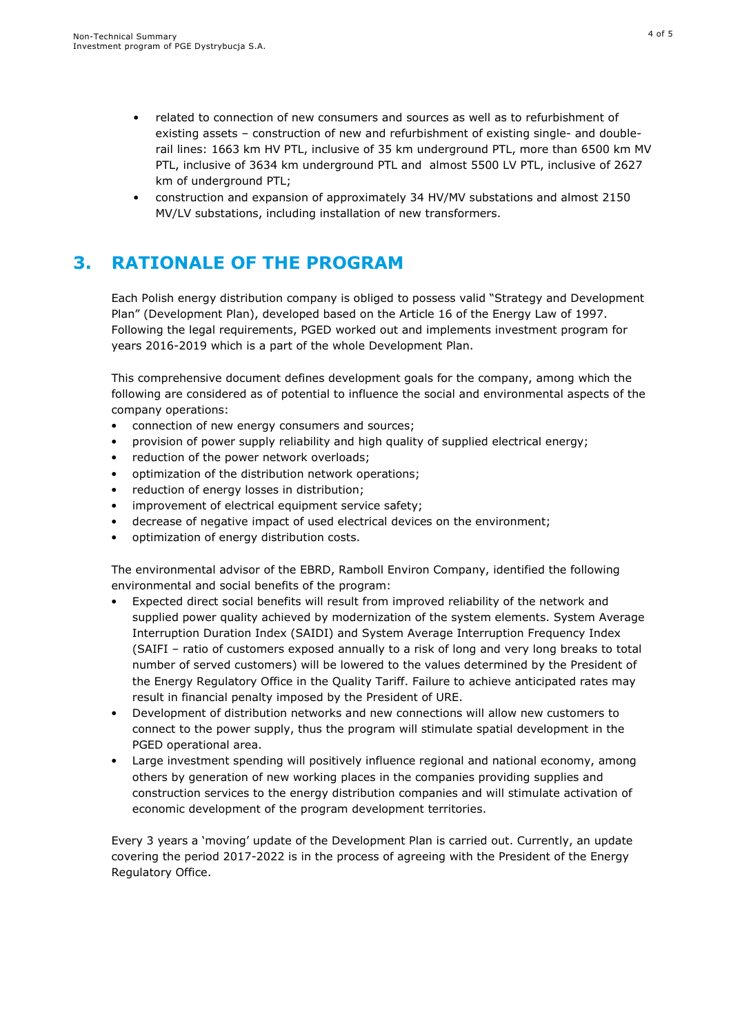- related to connection of new consumers and sources as well as to refurbishment of existing assets – construction of new and refurbishment of existing single- and double-rail lines: 1663 km HV PTL, inclusive of 35 km underground PTL, more than 6500 km MV PTL, inclusive of 3634 km underground PTL and almost 5500 LV PTL, inclusive of 2627 km of underground PTL;
- construction and expansion of approximately 34 HV/MV substations and almost 2150 MV/LV substations, including installation of new transformers.

# 3. RATIONALE OF THE PROGRAM

Each Polish energy distribution company is obliged to possess valid "Strategy and Development Plan" (Development Plan), developed based on the Article 16 of the Energy Law of 1997. Following the legal requirements, PGED worked out and implements investment program for years 2016-2019 which is a part of the whole Development Plan.

This comprehensive document defines development goals for the company, among which the following are considered as of potential to influence the social and environmental aspects of the company operations:

- connection of new energy consumers and sources;
- provision of power supply reliability and high quality of supplied electrical energy;
- reduction of the power network overloads;
- optimization of the distribution network operations;
- reduction of energy losses in distribution;
- improvement of electrical equipment service safety;
- decrease of negative impact of used electrical devices on the environment;
- optimization of energy distribution costs.

The environmental advisor of the EBRD, Ramboll Environ Company, identified the following environmental and social benefits of the program:

- Expected direct social benefits will result from improved reliability of the network and supplied power quality achieved by modernization of the system elements. System Average Interruption Duration Index (SAIDI) and System Average Interruption Frequency Index (SAIFI – ratio of customers exposed annually to a risk of long and very long breaks to total number of served customers) will be lowered to the values determined by the President of the Energy Regulatory Office in the Quality Tariff. Failure to achieve anticipated rates may result in financial penalty imposed by the President of URE.
- Development of distribution networks and new connections will allow new customers to connect to the power supply, thus the program will stimulate spatial development in the PGED operational area.
- Large investment spending will positively influence regional and national economy, among others by generation of new working places in the companies providing supplies and construction services to the energy distribution companies and will stimulate activation of economic development of the program development territories.

Every 3 years a 'moving' update of the Development Plan is carried out. Currently, an update covering the period 2017-2022 is in the process of agreeing with the President of the Energy Regulatory Office.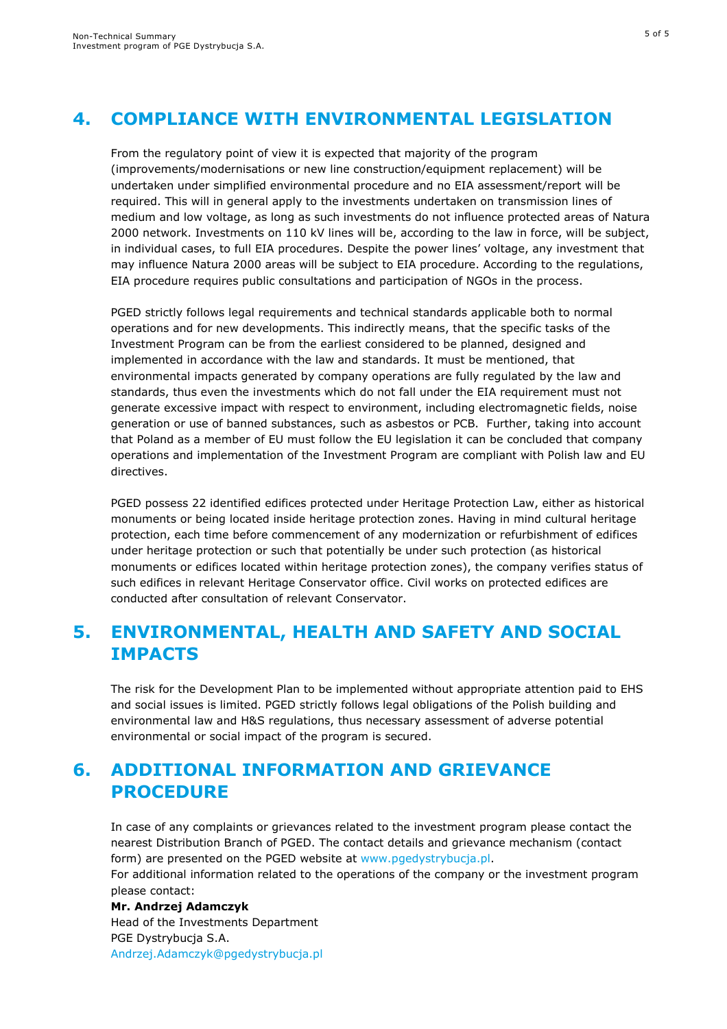## 4. COMPLIANCE WITH ENVIRONMENTAL LEGISLATION

From the regulatory point of view it is expected that majority of the program (improvements/modernisations or new line construction/equipment replacement) will be undertaken under simplified environmental procedure and no EIA assessment/report will be required. This will in general apply to the investments undertaken on transmission lines of medium and low voltage, as long as such investments do not influence protected areas of Natura 2000 network. Investments on 110 kV lines will be, according to the law in force, will be subject, in individual cases, to full EIA procedures. Despite the power lines' voltage, any investment that may influence Natura 2000 areas will be subject to EIA procedure. According to the regulations, EIA procedure requires public consultations and participation of NGOs in the process.

PGED strictly follows legal requirements and technical standards applicable both to normal operations and for new developments. This indirectly means, that the specific tasks of the Investment Program can be from the earliest considered to be planned, designed and implemented in accordance with the law and standards. It must be mentioned, that environmental impacts generated by company operations are fully regulated by the law and standards, thus even the investments which do not fall under the EIA requirement must not generate excessive impact with respect to environment, including electromagnetic fields, noise generation or use of banned substances, such as asbestos or PCB. Further, taking into account that Poland as a member of EU must follow the EU legislation it can be concluded that company operations and implementation of the Investment Program are compliant with Polish law and EU directives.

PGED possess 22 identified edifices protected under Heritage Protection Law, either as historical monuments or being located inside heritage protection zones. Having in mind cultural heritage protection, each time before commencement of any modernization or refurbishment of edifices under heritage protection or such that potentially be under such protection (as historical monuments or edifices located within heritage protection zones), the company verifies status of such edifices in relevant Heritage Conservator office. Civil works on protected edifices are conducted after consultation of relevant Conservator.

## 5. ENVIRONMENTAL, HEALTH AND SAFETY AND SOCIAL IMPACTS

The risk for the Development Plan to be implemented without appropriate attention paid to EHS and social issues is limited. PGED strictly follows legal obligations of the Polish building and environmental law and H&S regulations, thus necessary assessment of adverse potential environmental or social impact of the program is secured.

## 6. ADDITIONAL INFORMATION AND GRIEVANCE PROCEDURE

In case of any complaints or grievances related to the investment program please contact the nearest Distribution Branch of PGED. The contact details and grievance mechanism (contact form) are presented on the PGED website at www.pgedystrybucja.pl.
For additional information related to the operations of the company or the investment program please contact:

**Mr. Andrzej Adamczyk**
Head of the Investments Department
PGE Dystrybucja S.A.
Andrzej.Adamczyk@pgedystrybucja.pl